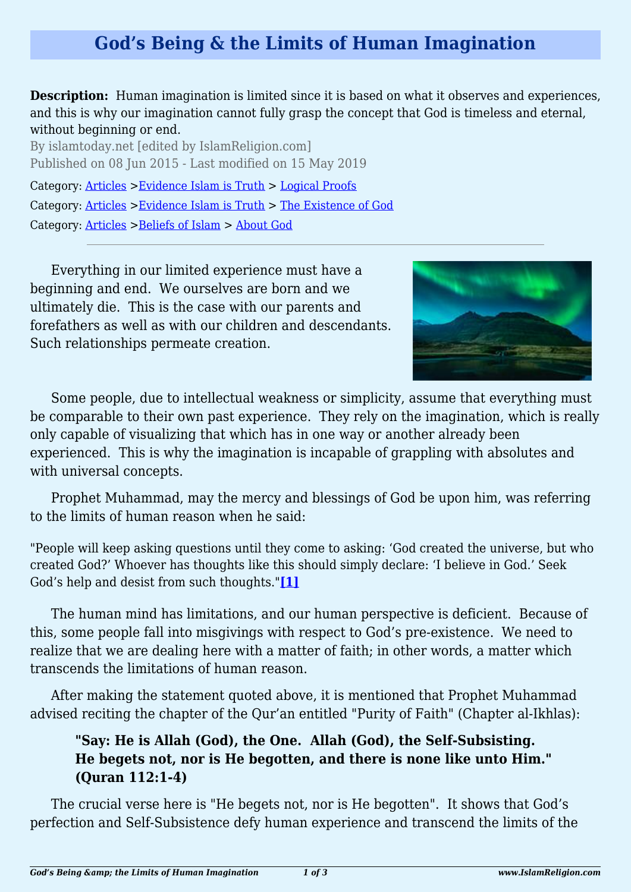# God's Being & the Limits of Human Imagination

**Description:** Human imagination is limited since it is based on what it observes and experiences, and this is why our imagination cannot fully grasp the concept that God is timeless and eternal, without beginning or end.

By islamtoday.net [edited by IslamReligion.com]

Published on 08 Jun 2015 - Last modified on 15 May 2019

Category: Articles >Evidence Islam is Truth > Logical Proofs

Category: Articles >Evidence Islam is Truth > The Existence of God

Category: Articles >Beliefs of Islam > About God

---

Everything in our limited experience must have a beginning and end. We ourselves are born and we ultimately die. This is the case with our parents and forefathers as well as with our children and descendants. Such relationships permeate creation.

Some people, due to intellectual weakness or simplicity, assume that everything must be comparable to their own past experience. They rely on the imagination, which is really only capable of visualizing that which has in one way or another already been experienced. This is why the imagination is incapable of grappling with absolutes and with universal concepts.

Prophet Muhammad, may the mercy and blessings of God be upon him, was referring to the limits of human reason when he said:

"People will keep asking questions until they come to asking: 'God created the universe, but who created God?' Whoever has thoughts like this should simply declare: 'I believe in God.' Seek God's help and desist from such thoughts."[1]

The human mind has limitations, and our human perspective is deficient. Because of this, some people fall into misgivings with respect to God's pre-existence. We need to realize that we are dealing here with a matter of faith; in other words, a matter which transcends the limitations of human reason.

After making the statement quoted above, it is mentioned that Prophet Muhammad advised reciting the chapter of the Qur'an entitled "Purity of Faith" (Chapter al-Ikhlas):

> **"Say: He is Allah (God), the One. Allah (God), the Self-Subsisting. He begets not, nor is He begotten, and there is none like unto Him." (Quran 112:1-4)**

The crucial verse here is "He begets not, nor is He begotten". It shows that God's perfection and Self-Subsistence defy human experience and transcend the limits of the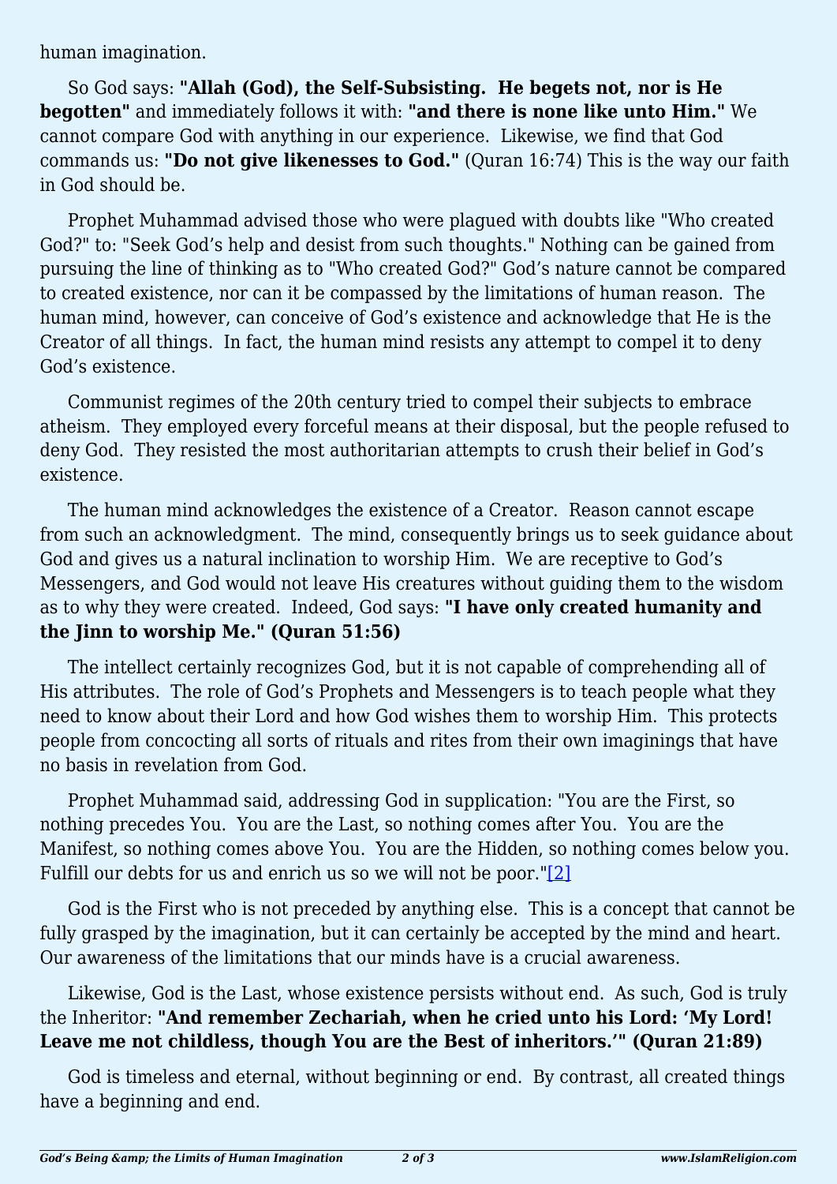human imagination.

So God says: **"Allah (God), the Self-Subsisting. He begets not, nor is He begotten"** and immediately follows it with: **"and there is none like unto Him."** We cannot compare God with anything in our experience. Likewise, we find that God commands us: **"Do not give likenesses to God."** (Quran 16:74) This is the way our faith in God should be.

Prophet Muhammad advised those who were plagued with doubts like "Who created God?" to: "Seek God's help and desist from such thoughts." Nothing can be gained from pursuing the line of thinking as to "Who created God?" God's nature cannot be compared to created existence, nor can it be compassed by the limitations of human reason. The human mind, however, can conceive of God's existence and acknowledge that He is the Creator of all things. In fact, the human mind resists any attempt to compel it to deny God's existence.

Communist regimes of the 20th century tried to compel their subjects to embrace atheism. They employed every forceful means at their disposal, but the people refused to deny God. They resisted the most authoritarian attempts to crush their belief in God's existence.

The human mind acknowledges the existence of a Creator. Reason cannot escape from such an acknowledgment. The mind, consequently brings us to seek guidance about God and gives us a natural inclination to worship Him. We are receptive to God's Messengers, and God would not leave His creatures without guiding them to the wisdom as to why they were created. Indeed, God says: **"I have only created humanity and the Jinn to worship Me." (Quran 51:56)**

The intellect certainly recognizes God, but it is not capable of comprehending all of His attributes. The role of God's Prophets and Messengers is to teach people what they need to know about their Lord and how God wishes them to worship Him. This protects people from concocting all sorts of rituals and rites from their own imaginings that have no basis in revelation from God.

Prophet Muhammad said, addressing God in supplication: "You are the First, so nothing precedes You. You are the Last, so nothing comes after You. You are the Manifest, so nothing comes above You. You are the Hidden, so nothing comes below you. Fulfill our debts for us and enrich us so we will not be poor."[2]

God is the First who is not preceded by anything else. This is a concept that cannot be fully grasped by the imagination, but it can certainly be accepted by the mind and heart. Our awareness of the limitations that our minds have is a crucial awareness.

Likewise, God is the Last, whose existence persists without end. As such, God is truly the Inheritor: **"And remember Zechariah, when he cried unto his Lord: 'My Lord! Leave me not childless, though You are the Best of inheritors.'" (Quran 21:89)**

God is timeless and eternal, without beginning or end. By contrast, all created things have a beginning and end.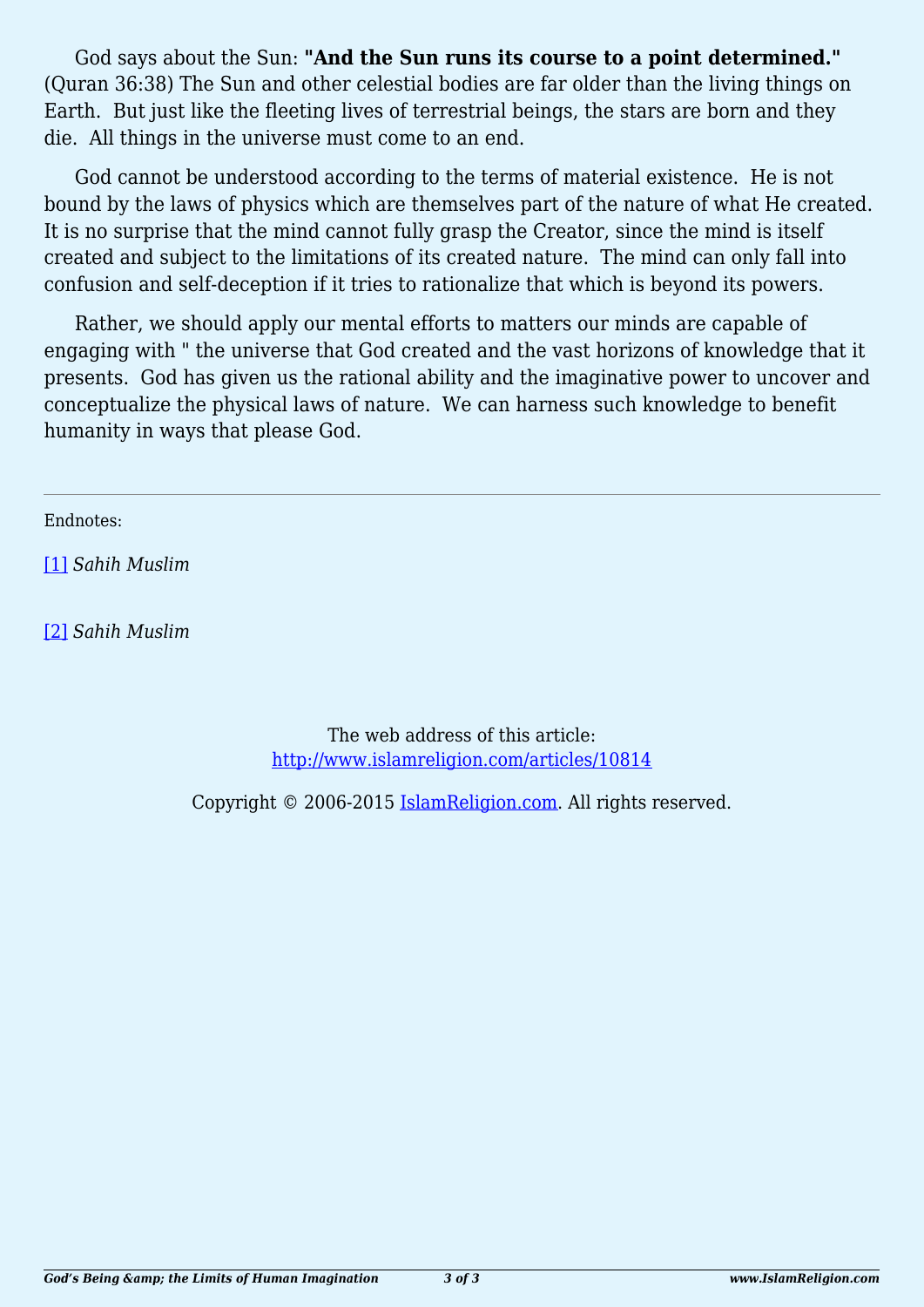God says about the Sun: **"And the Sun runs its course to a point determined."** (Quran 36:38) The Sun and other celestial bodies are far older than the living things on Earth. But just like the fleeting lives of terrestrial beings, the stars are born and they die. All things in the universe must come to an end.

God cannot be understood according to the terms of material existence. He is not bound by the laws of physics which are themselves part of the nature of what He created. It is no surprise that the mind cannot fully grasp the Creator, since the mind is itself created and subject to the limitations of its created nature. The mind can only fall into confusion and self-deception if it tries to rationalize that which is beyond its powers.

Rather, we should apply our mental efforts to matters our minds are capable of engaging with " the universe that God created and the vast horizons of knowledge that it presents. God has given us the rational ability and the imaginative power to uncover and conceptualize the physical laws of nature. We can harness such knowledge to benefit humanity in ways that please God.

---

Endnotes:

[1] *Sahih Muslim*

[2] *Sahih Muslim*

The web address of this article:
http://www.islamreligion.com/articles/10814

Copyright © 2006-2015 IslamReligion.com. All rights reserved.